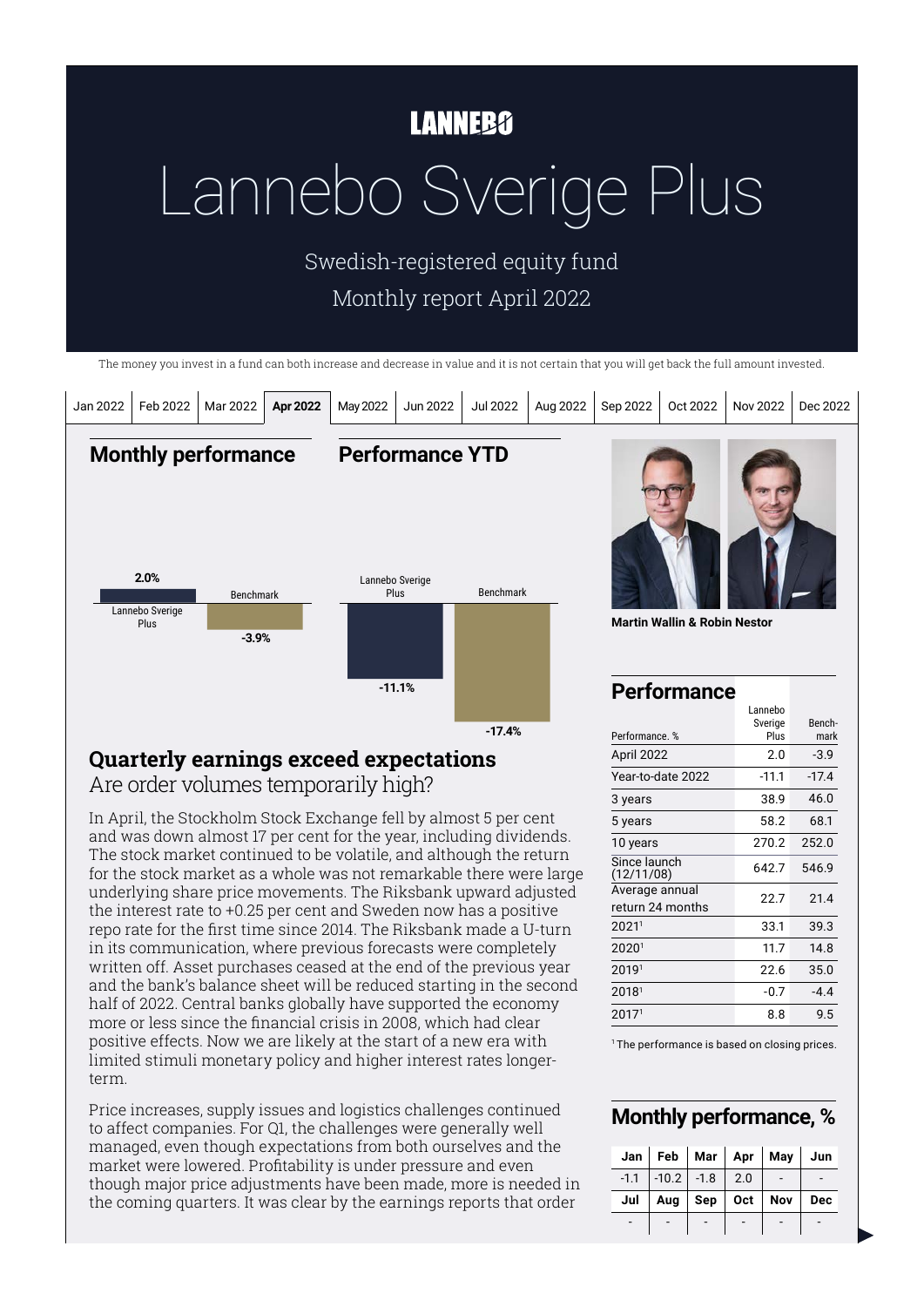LANNEBO

# Lannebo Sverige Plus

Swedish-registered equity fund

Monthly report April 2022

The money you invest in a fund can both increase and decrease in value and it is not certain that you will get back the full amount invested.

Jan 2022 | Feb 2022 | Mar 2022 | **Apr 2022** | May 2022 | Jun 2022 | Jul 2022 | Aug 2022 | Sep 2022 | Oct 2022 | Nov 2022 | Dec 2022

## Monthly performance

Lannebo Sverige Plus: 2.0%
Benchmark: -3.9%

## Performance YTD

Lannebo Sverige Plus: -11.1%
Benchmark: -17.4%

Martin Wallin & Robin Nestor

## Performance

| Performance. % | Lannebo Sverige Plus | Bench-mark |
|---|---|---|
| April 2022 | 2.0 | -3.9 |
| Year-to-date 2022 | -11.1 | -17.4 |
| 3 years | 38.9 | 46.0 |
| 5 years | 58.2 | 68.1 |
| 10 years | 270.2 | 252.0 |
| Since launch (12/11/08) | 642.7 | 546.9 |
| Average annual return 24 months | 22.7 | 21.4 |
| 2021[1] | 33.1 | 39.3 |
| 2020[1] | 11.7 | 14.8 |
| 2019[1] | 22.6 | 35.0 |
| 2018[1] | -0.7 | -4.4 |
| 2017[1] | 8.8 | 9.5 |

[1] The performance is based on closing prices.

## Monthly performance, %

| Jan | Feb | Mar | Apr | May | Jun |
|---|---|---|---|---|---|
| -1.1 | -10.2 | -1.8 | 2.0 | - | - |
| **Jul** | **Aug** | **Sep** | **Oct** | **Nov** | **Dec** |
| - | - | - | - | - | - |

## Quarterly earnings exceed expectations

### Are order volumes temporarily high?

In April, the Stockholm Stock Exchange fell by almost 5 per cent and was down almost 17 per cent for the year, including dividends. The stock market continued to be volatile, and although the return for the stock market as a whole was not remarkable there were large underlying share price movements. The Riksbank upward adjusted the interest rate to +0.25 per cent and Sweden now has a positive repo rate for the first time since 2014. The Riksbank made a U-turn in its communication, where previous forecasts were completely written off. Asset purchases ceased at the end of the previous year and the bank's balance sheet will be reduced starting in the second half of 2022. Central banks globally have supported the economy more or less since the financial crisis in 2008, which had clear positive effects. Now we are likely at the start of a new era with limited stimuli monetary policy and higher interest rates longer-term.

Price increases, supply issues and logistics challenges continued to affect companies. For Q1, the challenges were generally well managed, even though expectations from both ourselves and the market were lowered. Profitability is under pressure and even though major price adjustments have been made, more is needed in the coming quarters. It was clear by the earnings reports that order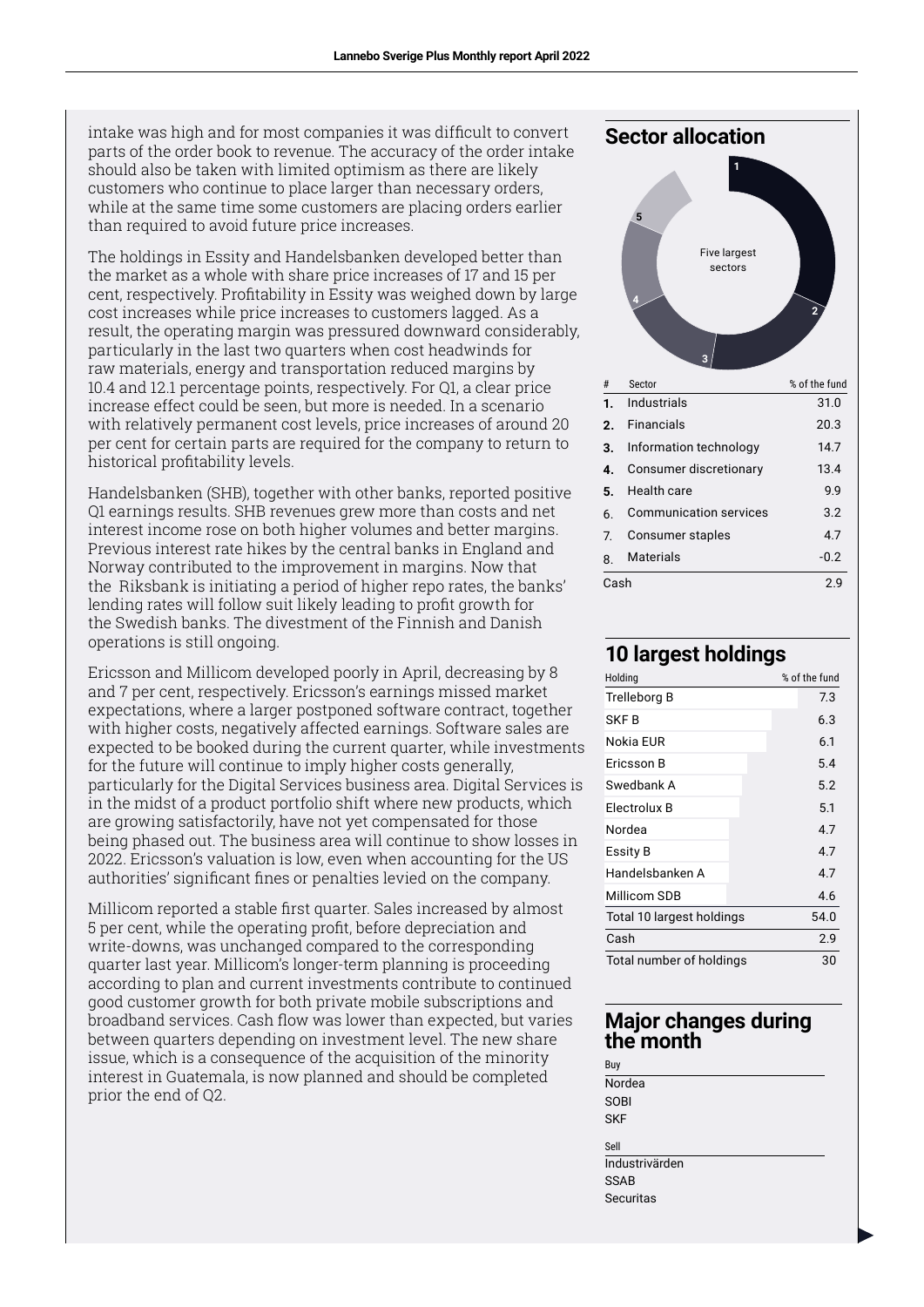intake was high and for most companies it was difficult to convert parts of the order book to revenue. The accuracy of the order intake should also be taken with limited optimism as there are likely customers who continue to place larger than necessary orders, while at the same time some customers are placing orders earlier than required to avoid future price increases.

The holdings in Essity and Handelsbanken developed better than the market as a whole with share price increases of 17 and 15 per cent, respectively. Profitability in Essity was weighed down by large cost increases while price increases to customers lagged. As a result, the operating margin was pressured downward considerably, particularly in the last two quarters when cost headwinds for raw materials, energy and transportation reduced margins by 10.4 and 12.1 percentage points, respectively. For Q1, a clear price increase effect could be seen, but more is needed. In a scenario with relatively permanent cost levels, price increases of around 20 per cent for certain parts are required for the company to return to historical profitability levels.

Handelsbanken (SHB), together with other banks, reported positive Q1 earnings results. SHB revenues grew more than costs and net interest income rose on both higher volumes and better margins. Previous interest rate hikes by the central banks in England and Norway contributed to the improvement in margins. Now that the Riksbank is initiating a period of higher repo rates, the banks' lending rates will follow suit likely leading to profit growth for the Swedish banks. The divestment of the Finnish and Danish operations is still ongoing.

Ericsson and Millicom developed poorly in April, decreasing by 8 and 7 per cent, respectively. Ericsson's earnings missed market expectations, where a larger postponed software contract, together with higher costs, negatively affected earnings. Software sales are expected to be booked during the current quarter, while investments for the future will continue to imply higher costs generally, particularly for the Digital Services business area. Digital Services is in the midst of a product portfolio shift where new products, which are growing satisfactorily, have not yet compensated for those being phased out. The business area will continue to show losses in 2022. Ericsson's valuation is low, even when accounting for the US authorities' significant fines or penalties levied on the company.

Millicom reported a stable first quarter. Sales increased by almost 5 per cent, while the operating profit, before depreciation and write-downs, was unchanged compared to the corresponding quarter last year. Millicom's longer-term planning is proceeding according to plan and current investments contribute to continued good customer growth for both private mobile subscriptions and broadband services. Cash flow was lower than expected, but varies between quarters depending on investment level. The new share issue, which is a consequence of the acquisition of the minority interest in Guatemala, is now planned and should be completed prior the end of Q2.

## Sector allocation

Five largest sectors

| # | Sector | % of the fund |
|---|---|---|
| 1. | Industrials | 31.0 |
| 2. | Financials | 20.3 |
| 3. | Information technology | 14.7 |
| 4. | Consumer discretionary | 13.4 |
| 5. | Health care | 9.9 |
| 6. | Communication services | 3.2 |
| 7. | Consumer staples | 4.7 |
| 8. | Materials | -0.2 |
| Cash | | 2.9 |

## 10 largest holdings

| Holding | % of the fund |
|---|---|
| Trelleborg B | 7.3 |
| SKF B | 6.3 |
| Nokia EUR | 6.1 |
| Ericsson B | 5.4 |
| Swedbank A | 5.2 |
| Electrolux B | 5.1 |
| Nordea | 4.7 |
| Essity B | 4.7 |
| Handelsbanken A | 4.7 |
| Millicom SDB | 4.6 |
| Total 10 largest holdings | 54.0 |
| Cash | 2.9 |
| Total number of holdings | 30 |

## Major changes during the month

**Buy**

Nordea
SOBI
SKF

**Sell**

Industrivärden
SSAB
Securitas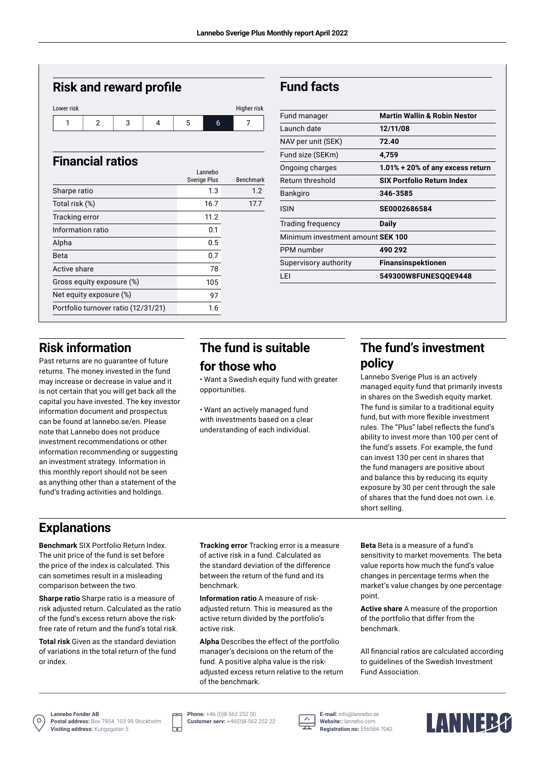## Risk and reward profile

Lower risk — Higher risk

| 1 | 2 | 3 | 4 | 5 | 6 | 7 |
|---|---|---|---|---|---|---|

## Financial ratios

| | Lannebo Sverige Plus | Benchmark |
|---|---|---|
| Sharpe ratio | 1.3 | 1.2 |
| Total risk (%) | 16.7 | 17.7 |
| Tracking error | 11.2 | |
| Information ratio | 0.1 | |
| Alpha | 0.5 | |
| Beta | 0.7 | |
| Active share | 78 | |
| Gross equity exposure (%) | 105 | |
| Net equity exposure (%) | 97 | |
| Portfolio turnover ratio (12/31/21) | 1.6 | |

## Fund facts

| | |
|---|---|
| Fund manager | **Martin Wallin & Robin Nestor** |
| Launch date | **12/11/08** |
| NAV per unit (SEK) | **72.40** |
| Fund size (SEKm) | **4,759** |
| Ongoing charges | **1.01% + 20% of any excess return** |
| Return threshold | **SIX Portfolio Return Index** |
| Bankgiro | **346-3585** |
| ISIN | **SE0002686584** |
| Trading frequency | **Daily** |
| Minimum investment amount | **SEK 100** |
| PPM number | **490 292** |
| Supervisory authority | **Finansinspektionen** |
| LEI | **549300W8FUNESQQE9448** |

## Risk information

Past returns are no guarantee of future returns. The money invested in the fund may increase or decrease in value and it is not certain that you will get back all the capital you have invested. The key investor information document and prospectus can be found at lannebo.se/en. Please note that Lannebo does not produce investment recommendations or other information recommending or suggesting an investment strategy. Information in this monthly report should not be seen as anything other than a statement of the fund's trading activities and holdings.

## The fund is suitable for those who

• Want a Swedish equity fund with greater opportunities.

• Want an actively managed fund with investments based on a clear understanding of each individual.

## The fund's investment policy

Lannebo Sverige Plus is an actively managed equity fund that primarily invests in shares on the Swedish equity market. The fund is similar to a traditional equity fund, but with more flexible investment rules. The "Plus" label reflects the fund's ability to invest more than 100 per cent of the fund's assets. For example, the fund can invest 130 per cent in shares that the fund managers are positive about and balance this by reducing its equity exposure by 30 per cent through the sale of shares that the fund does not own. i.e. short selling.

## Explanations

**Benchmark** SIX Portfolio Return Index. The unit price of the fund is set before the price of the index is calculated. This can sometimes result in a misleading comparison between the two.

**Sharpe ratio** Sharpe ratio is a measure of risk adjusted return. Calculated as the ratio of the fund's excess return above the risk-free rate of return and the fund's total risk.

**Total risk** Given as the standard deviation of variations in the total return of the fund or index.

**Tracking error** Tracking error is a measure of active risk in a fund. Calculated as the standard deviation of the difference between the return of the fund and its benchmark.

**Information ratio** A measure of risk-adjusted return. This is measured as the active return divided by the portfolio's active risk.

**Alpha** Describes the effect of the portfolio manager's decisions on the return of the fund. A positive alpha value is the risk-adjusted excess return relative to the return of the benchmark.

**Beta** Beta is a measure of a fund's sensitivity to market movements. The beta value reports how much the fund's value changes in percentage terms when the market's value changes by one percentage point.

**Active share** A measure of the proportion of the portfolio that differ from the benchmark.

All financial ratios are calculated according to guidelines of the Swedish Investment Fund Association.

**Lannebo Fonder AB**
**Postal address:** Box 7854, 103 99 Stockholm
**Visiting address:** Kungsgatan 5

**Phone:** +46 (0)8-562 252 00
**Customer serv:** +46(0)8-562 252 22

**E-mail:** info@lannebo.se
**Website::** lannebo.com
**Registration no:** 556584-7042

LANNEBO